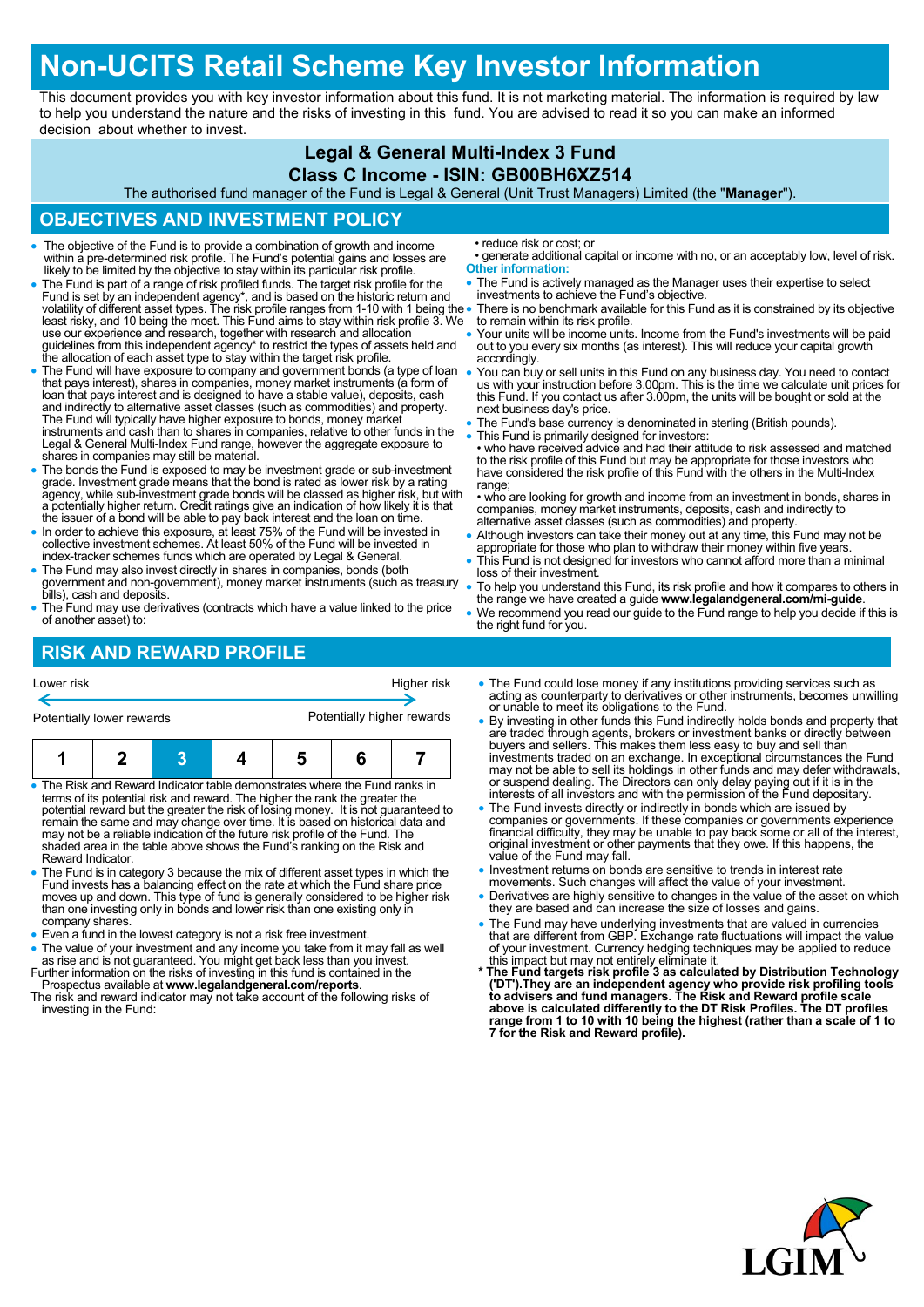# Non-UCITS Retail Scheme Key Investor Information

This document provides you with key investor information about this fund. It is not marketing material. The information is required by law to help you understand the nature and the risks of investing in this fund. You are advised to read it so you can make an informed decision about whether to invest.

## Legal & General Multi-Index 3 Fund
## Class C Income - ISIN: GB00BH6XZ514

The authorised fund manager of the Fund is Legal & General (Unit Trust Managers) Limited (the "**Manager**").

## OBJECTIVES AND INVESTMENT POLICY

- The objective of the Fund is to provide a combination of growth and income within a pre-determined risk profile. The Fund's potential gains and losses are likely to be limited by the objective to stay within its particular risk profile.
- The Fund is part of a range of risk profiled funds. The target risk profile for the Fund is set by an independent agency*, and is based on the historic return and volatility of different asset types. The risk profile ranges from 1-10 with 1 being the least risky, and 10 being the most. This Fund aims to stay within risk profile 3. We use our experience and research, together with research and allocation guidelines from this independent agency* to restrict the types of assets held and the allocation of each asset type to stay within the target risk profile.
- The Fund will have exposure to company and government bonds (a type of loan that pays interest), shares in companies, money market instruments (a form of loan that pays interest and is designed to have a stable value), deposits, cash and indirectly to alternative asset classes (such as commodities) and property. The Fund will typically have higher exposure to bonds, money market instruments and cash than to shares in companies, relative to other funds in the Legal & General Multi-Index Fund range, however the aggregate exposure to shares in companies may still be material.
- The bonds the Fund is exposed to may be investment grade or sub-investment grade. Investment grade means that the bond is rated as lower risk by a rating agency, while sub-investment grade bonds will be classed as higher risk, but with a potentially higher return. Credit ratings give an indication of how likely it is that the issuer of a bond will be able to pay back interest and the loan on time.
- In order to achieve this exposure, at least 75% of the Fund will be invested in collective investment schemes. At least 50% of the Fund will be invested in index-tracker schemes funds which are operated by Legal & General.
- The Fund may also invest directly in shares in companies, bonds (both government and non-government), money market instruments (such as treasury bills), cash and deposits.
- The Fund may use derivatives (contracts which have a value linked to the price of another asset) to:
  - reduce risk or cost; or
  - generate additional capital or income with no, or an acceptably low, level of risk.

**Other information:**

- The Fund is actively managed as the Manager uses their expertise to select investments to achieve the Fund's objective.
- There is no benchmark available for this Fund as it is constrained by its objective to remain within its risk profile.
- Your units will be income units. Income from the Fund's investments will be paid out to you every six months (as interest). This will reduce your capital growth accordingly.
- You can buy or sell units in this Fund on any business day. You need to contact us with your instruction before 3.00pm. This is the time we calculate unit prices for this Fund. If you contact us after 3.00pm, the units will be bought or sold at the next business day's price.
- The Fund's base currency is denominated in sterling (British pounds).
- This Fund is primarily designed for investors:
  - who have received advice and had their attitude to risk assessed and matched to the risk profile of this Fund but may be appropriate for those investors who have considered the risk profile of this Fund with the others in the Multi-Index range;
  - who are looking for growth and income from an investment in bonds, shares in companies, money market instruments, deposits, cash and indirectly to alternative asset classes (such as commodities) and property.
- Although investors can take their money out at any time, this Fund may not be appropriate for those who plan to withdraw their money within five years.
- This Fund is not designed for investors who cannot afford more than a minimal loss of their investment.
- To help you understand this Fund, its risk profile and how it compares to others in the range we have created a guide **www.legalandgeneral.com/mi-guide**.
- We recommend you read our guide to the Fund range to help you decide if this is the right fund for you.

## RISK AND REWARD PROFILE

Lower risk ← → Higher risk

Potentially lower rewards — Potentially higher rewards

| 1 | 2 | **3** | 4 | 5 | 6 | 7 |
|---|---|---|---|---|---|---|

- The Risk and Reward Indicator table demonstrates where the Fund ranks in terms of its potential risk and reward. The higher the rank the greater the potential reward but the greater the risk of losing money. It is not guaranteed to remain the same and may change over time. It is based on historical data and may not be a reliable indication of the future risk profile of the Fund. The shaded area in the table above shows the Fund's ranking on the Risk and Reward Indicator.
- The Fund is in category 3 because the mix of different asset types in which the Fund invests has a balancing effect on the rate at which the Fund share price moves up and down. This type of fund is generally considered to be higher risk than one investing only in bonds and lower risk than one existing only in company shares.
- Even a fund in the lowest category is not a risk free investment.
- The value of your investment and any income you take from it may fall as well as rise and is not guaranteed. You might get back less than you invest.

Further information on the risks of investing in this fund is contained in the Prospectus available at **www.legalandgeneral.com/reports**.

The risk and reward indicator may not take account of the following risks of investing in the Fund:

- The Fund could lose money if any institutions providing services such as acting as counterparty to derivatives or other instruments, becomes unwilling or unable to meet its obligations to the Fund.
- By investing in other funds this Fund indirectly holds bonds and property that are traded through agents, brokers or investment banks or directly between buyers and sellers. This makes them less easy to buy and sell than investments traded on an exchange. In exceptional circumstances the Fund may not be able to sell its holdings in other funds and may defer withdrawals, or suspend dealing. The Directors can only delay paying out if it is in the interests of all investors and with the permission of the Fund depositary.
- The Fund invests directly or indirectly in bonds which are issued by companies or governments. If these companies or governments experience financial difficulty, they may be unable to pay back some or all of the interest, original investment or other payments that they owe. If this happens, the value of the Fund may fall.
- Investment returns on bonds are sensitive to trends in interest rate movements. Such changes will affect the value of your investment.
- Derivatives are highly sensitive to changes in the value of the asset on which they are based and can increase the size of losses and gains.
- The Fund may have underlying investments that are valued in currencies that are different from GBP. Exchange rate fluctuations will impact the value of your investment. Currency hedging techniques may be applied to reduce this impact but may not entirely eliminate it.

**\* The Fund targets risk profile 3 as calculated by Distribution Technology ('DT').They are an independent agency who provide risk profiling tools to advisers and fund managers. The Risk and Reward profile scale above is calculated differently to the DT Risk Profiles. The DT profiles range from 1 to 10 with 10 being the highest (rather than a scale of 1 to 7 for the Risk and Reward profile).**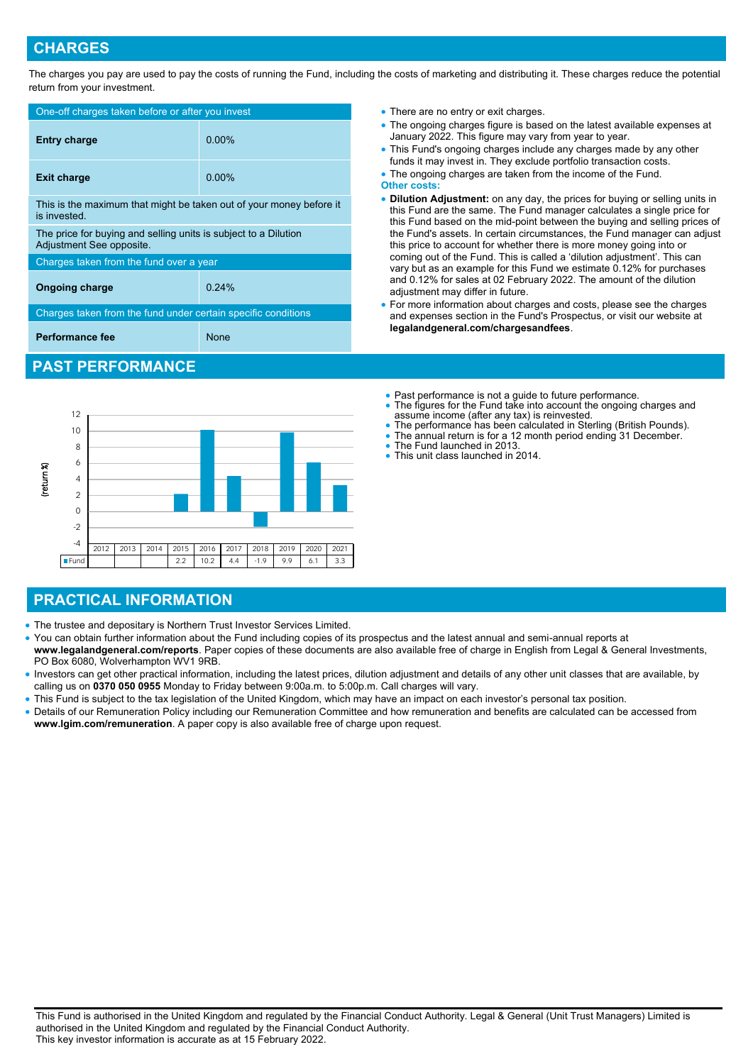## CHARGES

The charges you pay are used to pay the costs of running the Fund, including the costs of marketing and distributing it. These charges reduce the potential return from your investment.

| One-off charges taken before or after you invest | |
|---|---|
| **Entry charge** | 0.00% |
| **Exit charge** | 0.00% |
| This is the maximum that might be taken out of your money before it is invested. | |
| The price for buying and selling units is subject to a Dilution Adjustment See opposite. | |
| **Charges taken from the fund over a year** | |
| **Ongoing charge** | 0.24% |
| **Charges taken from the fund under certain specific conditions** | |
| **Performance fee** | None |

- There are no entry or exit charges.
- The ongoing charges figure is based on the latest available expenses at January 2022. This figure may vary from year to year.
- This Fund's ongoing charges include any charges made by any other funds it may invest in. They exclude portfolio transaction costs.
- The ongoing charges are taken from the income of the Fund.

**Other costs:**

- **Dilution Adjustment:** on any day, the prices for buying or selling units in this Fund are the same. The Fund manager calculates a single price for this Fund based on the mid-point between the buying and selling prices of the Fund's assets. In certain circumstances, the Fund manager can adjust this price to account for whether there is more money going into or coming out of the Fund. This is called a 'dilution adjustment'. This can vary but as an example for this Fund we estimate 0.12% for purchases and 0.12% for sales at 02 February 2022. The amount of the dilution adjustment may differ in future.
- For more information about charges and costs, please see the charges and expenses section in the Fund's Prospectus, or visit our website at **legalandgeneral.com/chargesandfees**.

## PAST PERFORMANCE

(return %)

12
10
8
6
4
2
0
-2
-4

2012 2013 2014 2015 2016 2017 2018 2019 2020 2021

Fund: 2.2 10.2 4.4 -1.9 9.9 6.1 3.3

- Past performance is not a guide to future performance.
- The figures for the Fund take into account the ongoing charges and assume income (after any tax) is reinvested.
- The performance has been calculated in Sterling (British Pounds).
- The annual return is for a 12 month period ending 31 December.
- The Fund launched in 2013.
- This unit class launched in 2014.

## PRACTICAL INFORMATION

- The trustee and depositary is Northern Trust Investor Services Limited.
- You can obtain further information about the Fund including copies of its prospectus and the latest annual and semi-annual reports at **www.legalandgeneral.com/reports**. Paper copies of these documents are also available free of charge in English from Legal & General Investments, PO Box 6080, Wolverhampton WV1 9RB.
- Investors can get other practical information, including the latest prices, dilution adjustment and details of any other unit classes that are available, by calling us on **0370 050 0955** Monday to Friday between 9:00a.m. to 5:00p.m. Call charges will vary.
- This Fund is subject to the tax legislation of the United Kingdom, which may have an impact on each investor's personal tax position.
- Details of our Remuneration Policy including our Remuneration Committee and how remuneration and benefits are calculated can be accessed from **www.lgim.com/remuneration**. A paper copy is also available free of charge upon request.

This Fund is authorised in the United Kingdom and regulated by the Financial Conduct Authority. Legal & General (Unit Trust Managers) Limited is authorised in the United Kingdom and regulated by the Financial Conduct Authority.
This key investor information is accurate as at 15 February 2022.